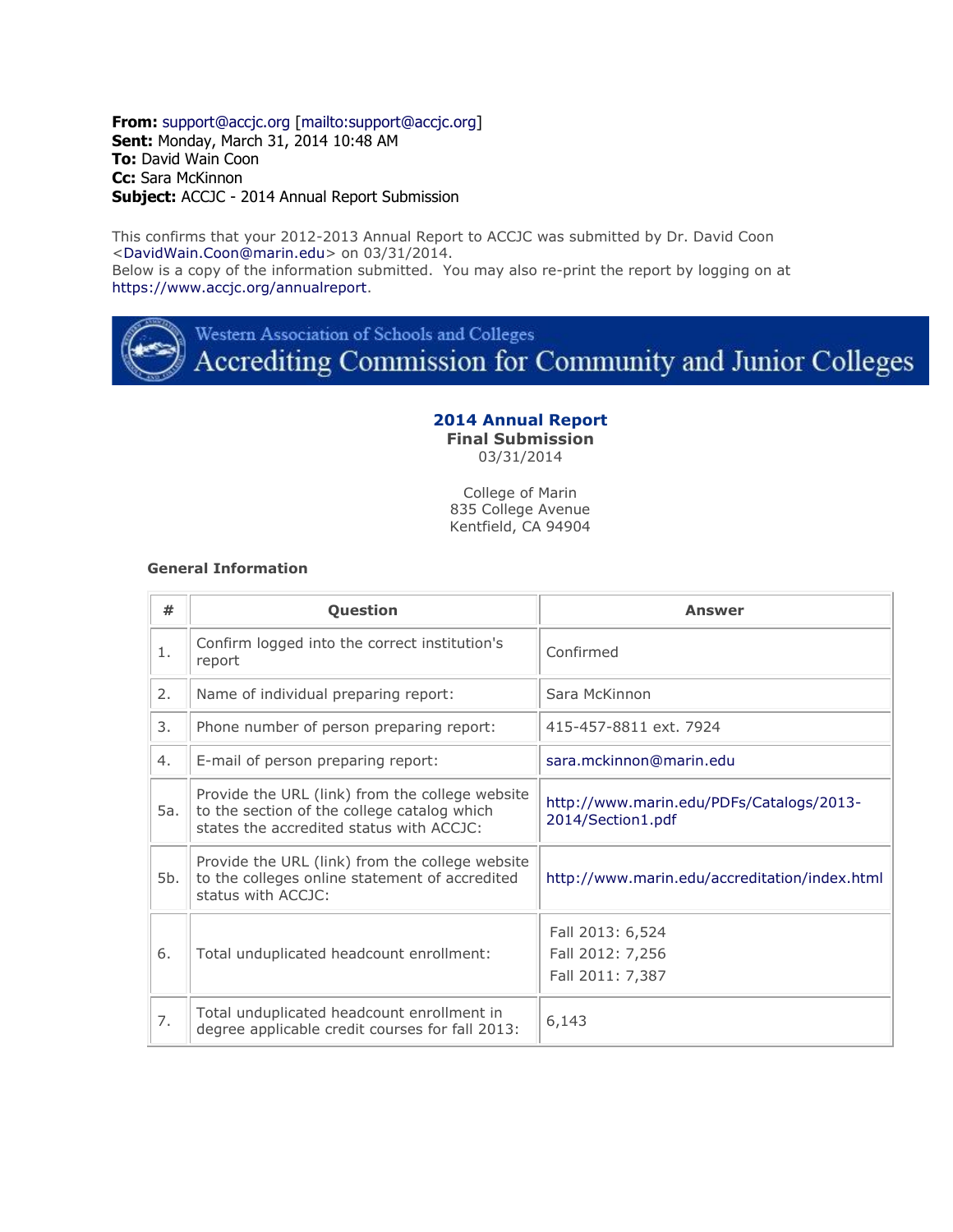**From:** support@accjc.org [mailto:support@accjc.org]
**Sent:** Monday, March 31, 2014 10:48 AM
**To:** David Wain Coon
**Cc:** Sara McKinnon
**Subject:** ACCJC - 2014 Annual Report Submission

This confirms that your 2012-2013 Annual Report to ACCJC was submitted by Dr. David Coon <DavidWain.Coon@marin.edu> on 03/31/2014.
Below is a copy of the information submitted. You may also re-print the report by logging on at https://www.accjc.org/annualreport.

Western Association of Schools and Colleges
Accrediting Commission for Community and Junior Colleges

## 2014 Annual Report

**Final Submission**
03/31/2014

College of Marin
835 College Avenue
Kentfield, CA 94904

### General Information

| # | Question | Answer |
|---|---|---|
| 1. | Confirm logged into the correct institution's report | Confirmed |
| 2. | Name of individual preparing report: | Sara McKinnon |
| 3. | Phone number of person preparing report: | 415-457-8811 ext. 7924 |
| 4. | E-mail of person preparing report: | sara.mckinnon@marin.edu |
| 5a. | Provide the URL (link) from the college website to the section of the college catalog which states the accredited status with ACCJC: | http://www.marin.edu/PDFs/Catalogs/2013-2014/Section1.pdf |
| 5b. | Provide the URL (link) from the college website to the colleges online statement of accredited status with ACCJC: | http://www.marin.edu/accreditation/index.html |
| 6. | Total unduplicated headcount enrollment: | Fall 2013: 6,524<br>Fall 2012: 7,256<br>Fall 2011: 7,387 |
| 7. | Total unduplicated headcount enrollment in degree applicable credit courses for fall 2013: | 6,143 |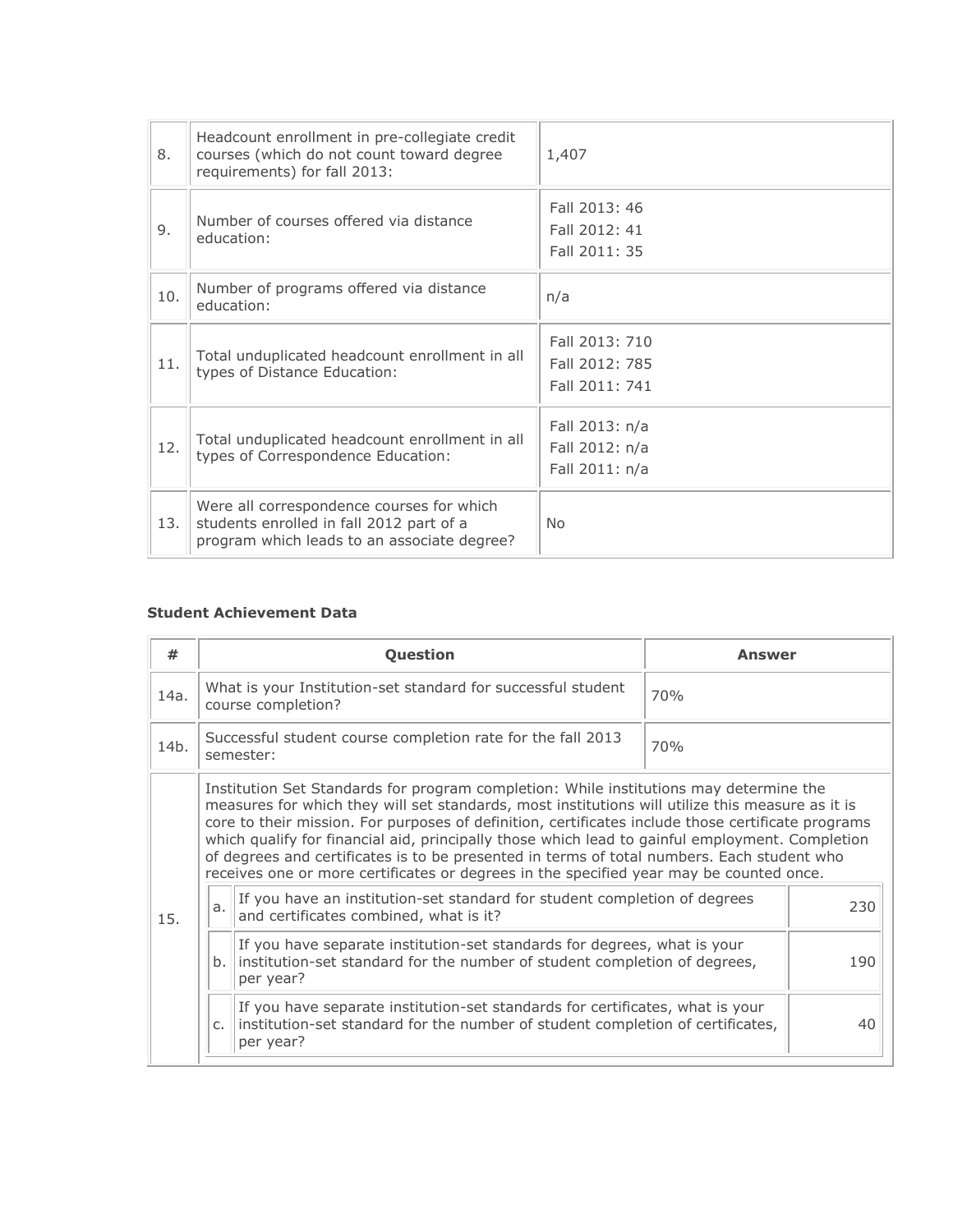| | | |
|---|---|---|
| 8. | Headcount enrollment in pre-collegiate credit courses (which do not count toward degree requirements) for fall 2013: | 1,407 |
| 9. | Number of courses offered via distance education: | Fall 2013: 46<br>Fall 2012: 41<br>Fall 2011: 35 |
| 10. | Number of programs offered via distance education: | n/a |
| 11. | Total unduplicated headcount enrollment in all types of Distance Education: | Fall 2013: 710<br>Fall 2012: 785<br>Fall 2011: 741 |
| 12. | Total unduplicated headcount enrollment in all types of Correspondence Education: | Fall 2013: n/a<br>Fall 2012: n/a<br>Fall 2011: n/a |
| 13. | Were all correspondence courses for which students enrolled in fall 2012 part of a program which leads to an associate degree? | No |

**Student Achievement Data**

| # | Question | | Answer |
|---|---|---|---|
| 14a. | What is your Institution-set standard for successful student course completion? | | 70% |
| 14b. | Successful student course completion rate for the fall 2013 semester: | | 70% |
| 15. | Institution Set Standards for program completion: While institutions may determine the measures for which they will set standards, most institutions will utilize this measure as it is core to their mission. For purposes of definition, certificates include those certificate programs which qualify for financial aid, principally those which lead to gainful employment. Completion of degrees and certificates is to be presented in terms of total numbers. Each student who receives one or more certificates or degrees in the specified year may be counted once. | | |
| | a. | If you have an institution-set standard for student completion of degrees and certificates combined, what is it? | 230 |
| | b. | If you have separate institution-set standards for degrees, what is your institution-set standard for the number of student completion of degrees, per year? | 190 |
| | c. | If you have separate institution-set standards for certificates, what is your institution-set standard for the number of student completion of certificates, per year? | 40 |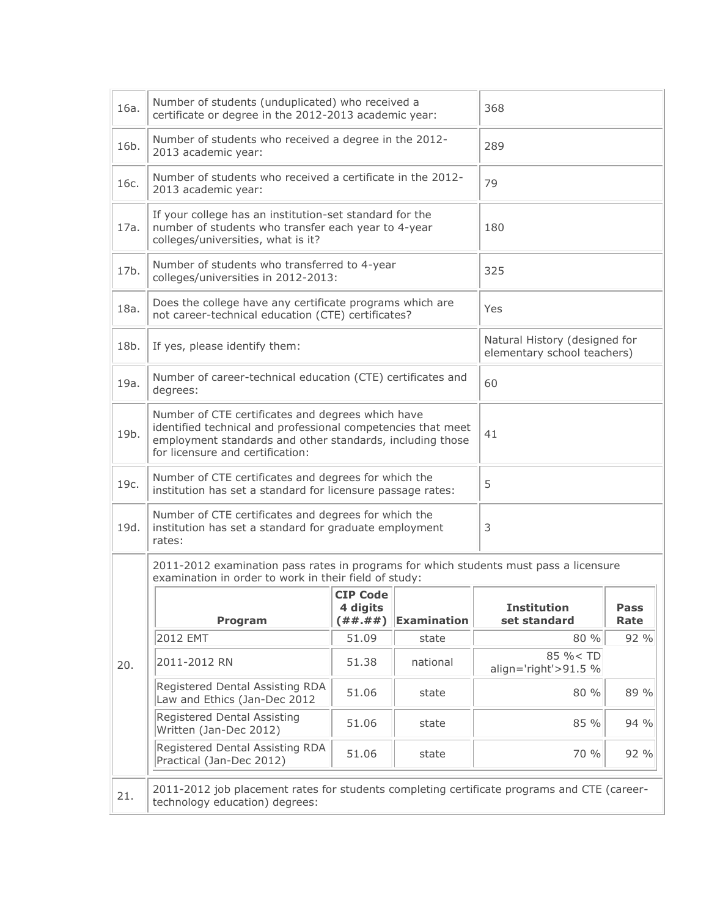| | | |
|---|---|---|
| 16a. | Number of students (unduplicated) who received a certificate or degree in the 2012-2013 academic year: | 368 |
| 16b. | Number of students who received a degree in the 2012-2013 academic year: | 289 |
| 16c. | Number of students who received a certificate in the 2012-2013 academic year: | 79 |
| 17a. | If your college has an institution-set standard for the number of students who transfer each year to 4-year colleges/universities, what is it? | 180 |
| 17b. | Number of students who transferred to 4-year colleges/universities in 2012-2013: | 325 |
| 18a. | Does the college have any certificate programs which are not career-technical education (CTE) certificates? | Yes |
| 18b. | If yes, please identify them: | Natural History (designed for elementary school teachers) |
| 19a. | Number of career-technical education (CTE) certificates and degrees: | 60 |
| 19b. | Number of CTE certificates and degrees which have identified technical and professional competencies that meet employment standards and other standards, including those for licensure and certification: | 41 |
| 19c. | Number of CTE certificates and degrees for which the institution has set a standard for licensure passage rates: | 5 |
| 19d. | Number of CTE certificates and degrees for which the institution has set a standard for graduate employment rates: | 3 |

20. 2011-2012 examination pass rates in programs for which students must pass a licensure examination in order to work in their field of study:

| Program | CIP Code 4 digits (##.##) | Examination | Institution set standard | Pass Rate |
|---|---|---|---|---|
| 2012 EMT | 51.09 | state | 80 % | 92 % |
| 2011-2012 RN | 51.38 | national | 85 %< TD align='right'>91.5 % | |
| Registered Dental Assisting RDA Law and Ethics (Jan-Dec 2012 | 51.06 | state | 80 % | 89 % |
| Registered Dental Assisting Written (Jan-Dec 2012) | 51.06 | state | 85 % | 94 % |
| Registered Dental Assisting RDA Practical (Jan-Dec 2012) | 51.06 | state | 70 % | 92 % |

21. 2011-2012 job placement rates for students completing certificate programs and CTE (career-technology education) degrees: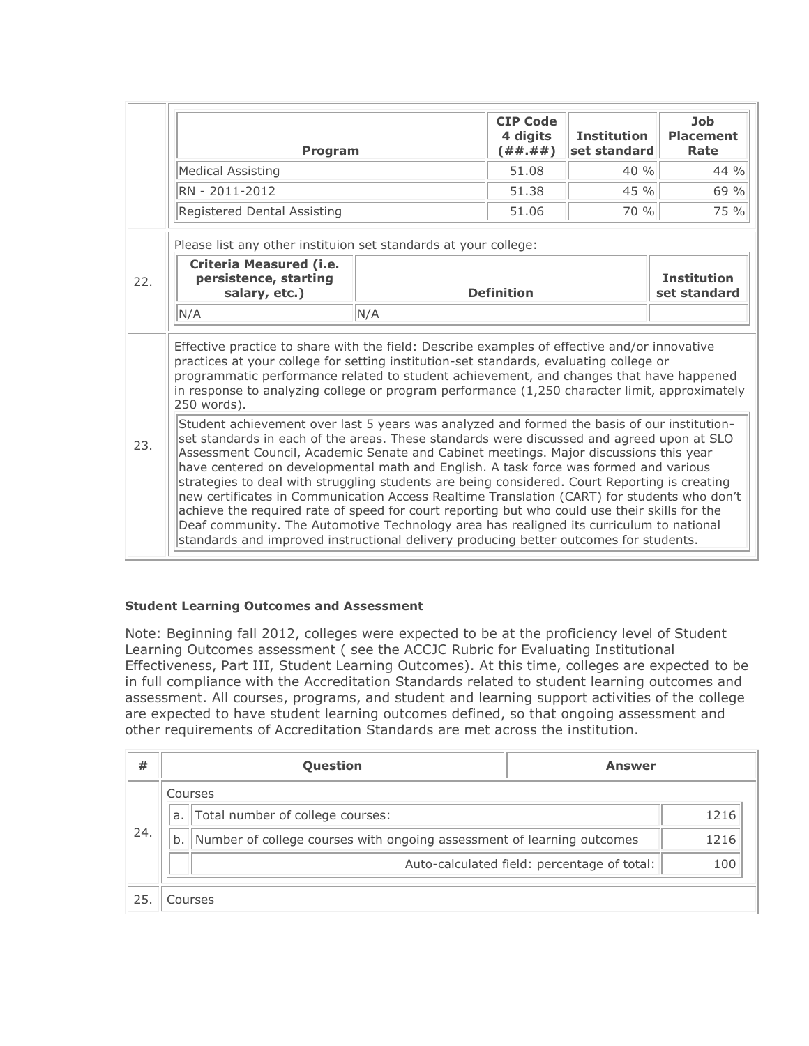| Program | CIP Code 4 digits (##.##) | Institution set standard | Job Placement Rate |
|---|---|---|---|
| Medical Assisting | 51.08 | 40 % | 44 % |
| RN - 2011-2012 | 51.38 | 45 % | 69 % |
| Registered Dental Assisting | 51.06 | 70 % | 75 % |

22. Please list any other instituion set standards at your college:

| Criteria Measured (i.e. persistence, starting salary, etc.) | Definition | Institution set standard |
|---|---|---|
| N/A | N/A | |

23. Effective practice to share with the field: Describe examples of effective and/or innovative practices at your college for setting institution-set standards, evaluating college or programmatic performance related to student achievement, and changes that have happened in response to analyzing college or program performance (1,250 character limit, approximately 250 words).

Student achievement over last 5 years was analyzed and formed the basis of our institution-set standards in each of the areas. These standards were discussed and agreed upon at SLO Assessment Council, Academic Senate and Cabinet meetings. Major discussions this year have centered on developmental math and English. A task force was formed and various strategies to deal with struggling students are being considered. Court Reporting is creating new certificates in Communication Access Realtime Translation (CART) for students who don't achieve the required rate of speed for court reporting but who could use their skills for the Deaf community. The Automotive Technology area has realigned its curriculum to national standards and improved instructional delivery producing better outcomes for students.

**Student Learning Outcomes and Assessment**

Note: Beginning fall 2012, colleges were expected to be at the proficiency level of Student Learning Outcomes assessment ( see the ACCJC Rubric for Evaluating Institutional Effectiveness, Part III, Student Learning Outcomes). At this time, colleges are expected to be in full compliance with the Accreditation Standards related to student learning outcomes and assessment. All courses, programs, and student and learning support activities of the college are expected to have student learning outcomes defined, so that ongoing assessment and other requirements of Accreditation Standards are met across the institution.

| # | Question | | Answer |
|---|---|---|---|
| 24. | Courses | | |
| | a. | Total number of college courses: | 1216 |
| | b. | Number of college courses with ongoing assessment of learning outcomes | 1216 |
| | | Auto-calculated field: percentage of total: | 100 |
| 25. | Courses | | |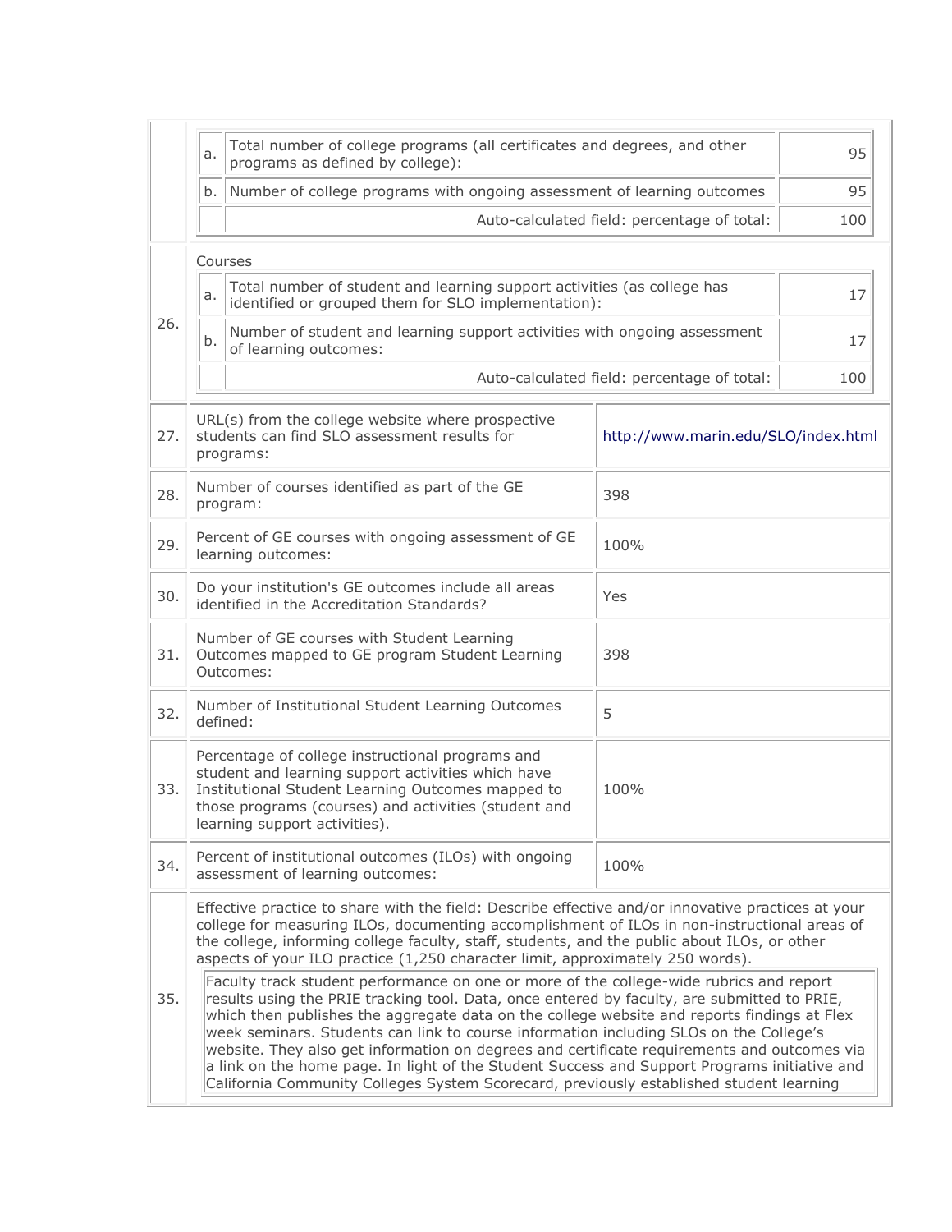| | | | |
|---|---|---|---|
| | a. | Total number of college programs (all certificates and degrees, and other programs as defined by college): | 95 |
| | b. | Number of college programs with ongoing assessment of learning outcomes | 95 |
| | | Auto-calculated field: percentage of total: | 100 |
| 26. | Courses | | |
| | a. | Total number of student and learning support activities (as college has identified or grouped them for SLO implementation): | 17 |
| | b. | Number of student and learning support activities with ongoing assessment of learning outcomes: | 17 |
| | | Auto-calculated field: percentage of total: | 100 |

| | | |
|---|---|---|
| 27. | URL(s) from the college website where prospective students can find SLO assessment results for programs: | http://www.marin.edu/SLO/index.html |
| 28. | Number of courses identified as part of the GE program: | 398 |
| 29. | Percent of GE courses with ongoing assessment of GE learning outcomes: | 100% |
| 30. | Do your institution's GE outcomes include all areas identified in the Accreditation Standards? | Yes |
| 31. | Number of GE courses with Student Learning Outcomes mapped to GE program Student Learning Outcomes: | 398 |
| 32. | Number of Institutional Student Learning Outcomes defined: | 5 |
| 33. | Percentage of college instructional programs and student and learning support activities which have Institutional Student Learning Outcomes mapped to those programs (courses) and activities (student and learning support activities). | 100% |
| 34. | Percent of institutional outcomes (ILOs) with ongoing assessment of learning outcomes: | 100% |

35. Effective practice to share with the field: Describe effective and/or innovative practices at your college for measuring ILOs, documenting accomplishment of ILOs in non-instructional areas of the college, informing college faculty, staff, students, and the public about ILOs, or other aspects of your ILO practice (1,250 character limit, approximately 250 words).

Faculty track student performance on one or more of the college-wide rubrics and report results using the PRIE tracking tool. Data, once entered by faculty, are submitted to PRIE, which then publishes the aggregate data on the college website and reports findings at Flex week seminars. Students can link to course information including SLOs on the College's website. They also get information on degrees and certificate requirements and outcomes via a link on the home page. In light of the Student Success and Support Programs initiative and California Community Colleges System Scorecard, previously established student learning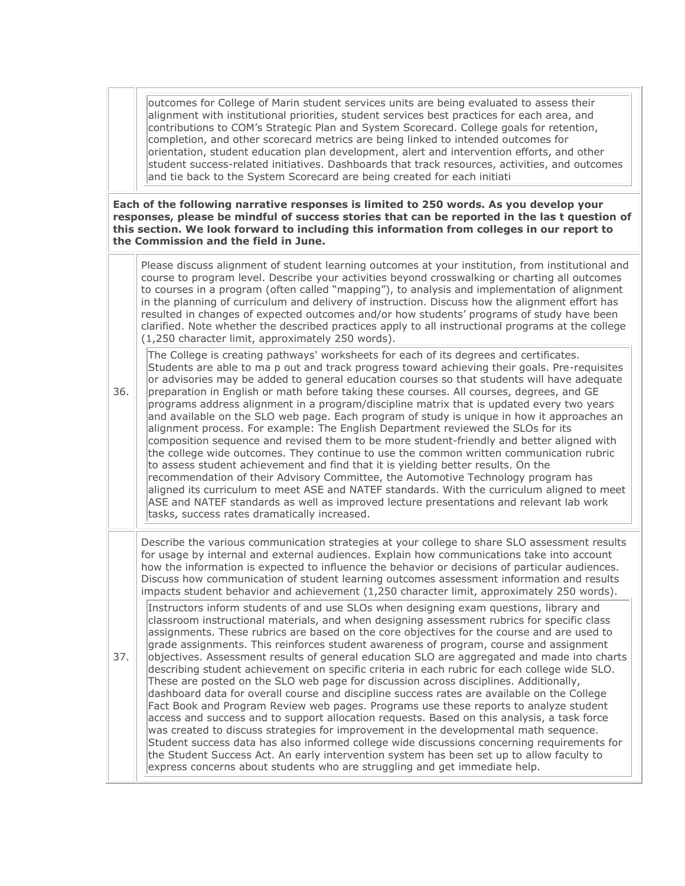outcomes for College of Marin student services units are being evaluated to assess their alignment with institutional priorities, student services best practices for each area, and contributions to COM's Strategic Plan and System Scorecard. College goals for retention, completion, and other scorecard metrics are being linked to intended outcomes for orientation, student education plan development, alert and intervention efforts, and other student success-related initiatives. Dashboards that track resources, activities, and outcomes and tie back to the System Scorecard are being created for each initiati

**Each of the following narrative responses is limited to 250 words. As you develop your responses, please be mindful of success stories that can be reported in the las t question of this section. We look forward to including this information from colleges in our report to the Commission and the field in June.**

36. Please discuss alignment of student learning outcomes at your institution, from institutional and course to program level. Describe your activities beyond crosswalking or charting all outcomes to courses in a program (often called "mapping"), to analysis and implementation of alignment in the planning of curriculum and delivery of instruction. Discuss how the alignment effort has resulted in changes of expected outcomes and/or how students' programs of study have been clarified. Note whether the described practices apply to all instructional programs at the college (1,250 character limit, approximately 250 words).

The College is creating pathways' worksheets for each of its degrees and certificates. Students are able to ma p out and track progress toward achieving their goals. Pre-requisites or advisories may be added to general education courses so that students will have adequate preparation in English or math before taking these courses. All courses, degrees, and GE programs address alignment in a program/discipline matrix that is updated every two years and available on the SLO web page. Each program of study is unique in how it approaches an alignment process. For example: The English Department reviewed the SLOs for its composition sequence and revised them to be more student-friendly and better aligned with the college wide outcomes. They continue to use the common written communication rubric to assess student achievement and find that it is yielding better results. On the recommendation of their Advisory Committee, the Automotive Technology program has aligned its curriculum to meet ASE and NATEF standards. With the curriculum aligned to meet ASE and NATEF standards as well as improved lecture presentations and relevant lab work tasks, success rates dramatically increased.

37. Describe the various communication strategies at your college to share SLO assessment results for usage by internal and external audiences. Explain how communications take into account how the information is expected to influence the behavior or decisions of particular audiences. Discuss how communication of student learning outcomes assessment information and results impacts student behavior and achievement (1,250 character limit, approximately 250 words).

Instructors inform students of and use SLOs when designing exam questions, library and classroom instructional materials, and when designing assessment rubrics for specific class assignments. These rubrics are based on the core objectives for the course and are used to grade assignments. This reinforces student awareness of program, course and assignment objectives. Assessment results of general education SLO are aggregated and made into charts describing student achievement on specific criteria in each rubric for each college wide SLO. These are posted on the SLO web page for discussion across disciplines. Additionally, dashboard data for overall course and discipline success rates are available on the College Fact Book and Program Review web pages. Programs use these reports to analyze student access and success and to support allocation requests. Based on this analysis, a task force was created to discuss strategies for improvement in the developmental math sequence. Student success data has also informed college wide discussions concerning requirements for the Student Success Act. An early intervention system has been set up to allow faculty to express concerns about students who are struggling and get immediate help.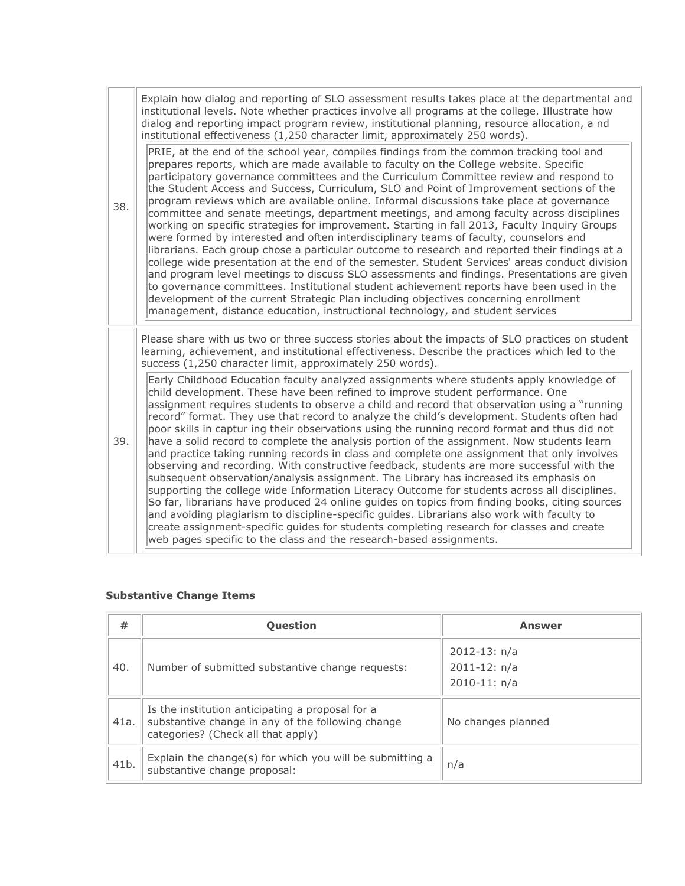| | |
|---|---|
| 38. | Explain how dialog and reporting of SLO assessment results takes place at the departmental and institutional levels. Note whether practices involve all programs at the college. Illustrate how dialog and reporting impact program review, institutional planning, resource allocation, a nd institutional effectiveness (1,250 character limit, approximately 250 words).<br><br>PRIE, at the end of the school year, compiles findings from the common tracking tool and prepares reports, which are made available to faculty on the College website. Specific participatory governance committees and the Curriculum Committee review and respond to the Student Access and Success, Curriculum, SLO and Point of Improvement sections of the program reviews which are available online. Informal discussions take place at governance committee and senate meetings, department meetings, and among faculty across disciplines working on specific strategies for improvement. Starting in fall 2013, Faculty Inquiry Groups were formed by interested and often interdisciplinary teams of faculty, counselors and librarians. Each group chose a particular outcome to research and reported their findings at a college wide presentation at the end of the semester. Student Services' areas conduct division and program level meetings to discuss SLO assessments and findings. Presentations are given to governance committees. Institutional student achievement reports have been used in the development of the current Strategic Plan including objectives concerning enrollment management, distance education, instructional technology, and student services |
| 39. | Please share with us two or three success stories about the impacts of SLO practices on student learning, achievement, and institutional effectiveness. Describe the practices which led to the success (1,250 character limit, approximately 250 words).<br><br>Early Childhood Education faculty analyzed assignments where students apply knowledge of child development. These have been refined to improve student performance. One assignment requires students to observe a child and record that observation using a "running record" format. They use that record to analyze the child's development. Students often had poor skills in captur ing their observations using the running record format and thus did not have a solid record to complete the analysis portion of the assignment. Now students learn and practice taking running records in class and complete one assignment that only involves observing and recording. With constructive feedback, students are more successful with the subsequent observation/analysis assignment. The Library has increased its emphasis on supporting the college wide Information Literacy Outcome for students across all disciplines. So far, librarians have produced 24 online guides on topics from finding books, citing sources and avoiding plagiarism to discipline-specific guides. Librarians also work with faculty to create assignment-specific guides for students completing research for classes and create web pages specific to the class and the research-based assignments. |

**Substantive Change Items**

| # | Question | Answer |
|---|---|---|
| 40. | Number of submitted substantive change requests: | 2012-13: n/a<br>2011-12: n/a<br>2010-11: n/a |
| 41a. | Is the institution anticipating a proposal for a substantive change in any of the following change categories? (Check all that apply) | No changes planned |
| 41b. | Explain the change(s) for which you will be submitting a substantive change proposal: | n/a |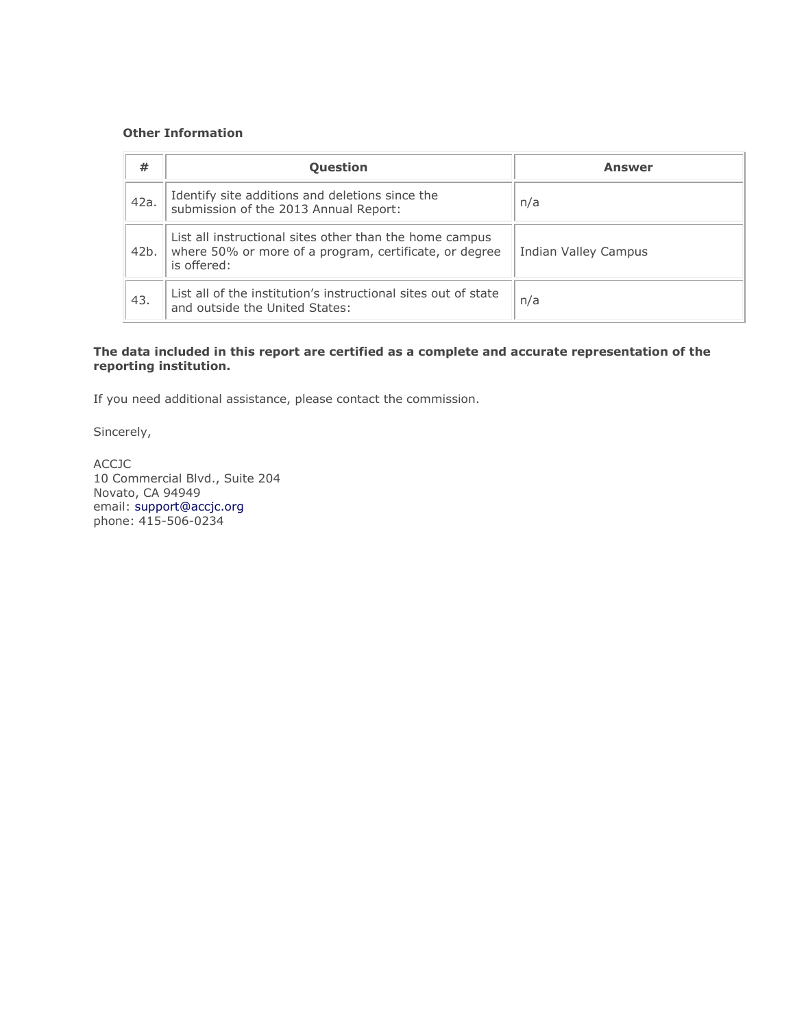**Other Information**

| # | Question | Answer |
| --- | --- | --- |
| 42a. | Identify site additions and deletions since the submission of the 2013 Annual Report: | n/a |
| 42b. | List all instructional sites other than the home campus where 50% or more of a program, certificate, or degree is offered: | Indian Valley Campus |
| 43. | List all of the institution's instructional sites out of state and outside the United States: | n/a |

**The data included in this report are certified as a complete and accurate representation of the reporting institution.**

If you need additional assistance, please contact the commission.

Sincerely,

ACCJC
10 Commercial Blvd., Suite 204
Novato, CA 94949
email: support@accjc.org
phone: 415-506-0234